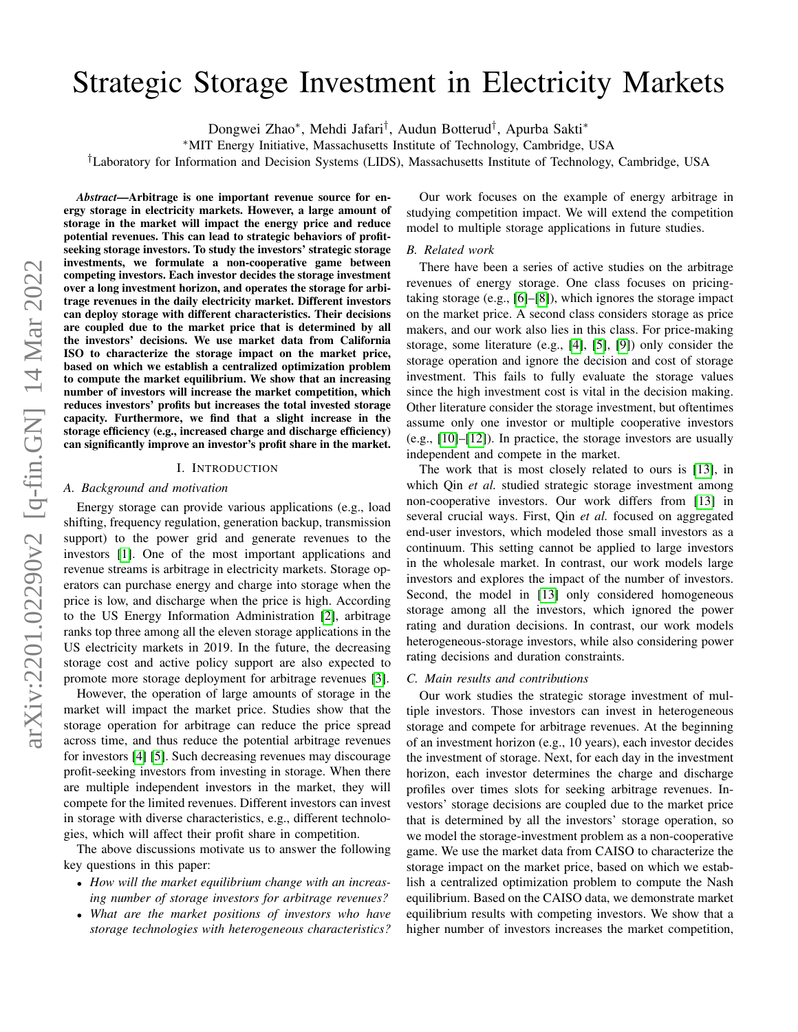# Strategic Storage Investment in Electricity Markets

Dongwei Zhao*, Mehdi Jafari†, Audun Botterud†, Apurba Sakti*

*MIT Energy Initiative, Massachusetts Institute of Technology, Cambridge, USA

†Laboratory for Information and Decision Systems (LIDS), Massachusetts Institute of Technology, Cambridge, USA

***Abstract*—Arbitrage is one important revenue source for energy storage in electricity markets. However, a large amount of storage in the market will impact the energy price and reduce potential revenues. This can lead to strategic behaviors of profit-seeking storage investors. To study the investors' strategic storage investments, we formulate a non-cooperative game between competing investors. Each investor decides the storage investment over a long investment horizon, and operates the storage for arbitrage revenues in the daily electricity market. Different investors can deploy storage with different characteristics. Their decisions are coupled due to the market price that is determined by all the investors' decisions. We use market data from California ISO to characterize the storage impact on the market price, based on which we establish a centralized optimization problem to compute the market equilibrium. We show that an increasing number of investors will increase the market competition, which reduces investors' profits but increases the total invested storage capacity. Furthermore, we find that a slight increase in the storage efficiency (e.g., increased charge and discharge efficiency) can significantly improve an investor's profit share in the market.**

## I. Introduction

### A. Background and motivation

Energy storage can provide various applications (e.g., load shifting, frequency regulation, generation backup, transmission support) to the power grid and generate revenues to the investors [1]. One of the most important applications and revenue streams is arbitrage in electricity markets. Storage operators can purchase energy and charge into storage when the price is low, and discharge when the price is high. According to the US Energy Information Administration [2], arbitrage ranks top three among all the eleven storage applications in the US electricity markets in 2019. In the future, the decreasing storage cost and active policy support are also expected to promote more storage deployment for arbitrage revenues [3].

However, the operation of large amounts of storage in the market will impact the market price. Studies show that the storage operation for arbitrage can reduce the price spread across time, and thus reduce the potential arbitrage revenues for investors [4] [5]. Such decreasing revenues may discourage profit-seeking investors from investing in storage. When there are multiple independent investors in the market, they will compete for the limited revenues. Different investors can invest in storage with diverse characteristics, e.g., different technologies, which will affect their profit share in competition.

The above discussions motivate us to answer the following key questions in this paper:

- *How will the market equilibrium change with an increasing number of storage investors for arbitrage revenues?*
- *What are the market positions of investors who have storage technologies with heterogeneous characteristics?*

Our work focuses on the example of energy arbitrage in studying competition impact. We will extend the competition model to multiple storage applications in future studies.

### B. Related work

There have been a series of active studies on the arbitrage revenues of energy storage. One class focuses on pricing-taking storage (e.g., [6]–[8]), which ignores the storage impact on the market price. A second class considers storage as price makers, and our work also lies in this class. For price-making storage, some literature (e.g., [4], [5], [9]) only consider the storage operation and ignore the decision and cost of storage investment. This fails to fully evaluate the storage values since the high investment cost is vital in the decision making. Other literature consider the storage investment, but oftentimes assume only one investor or multiple cooperative investors (e.g., [10]–[12]). In practice, the storage investors are usually independent and compete in the market.

The work that is most closely related to ours is [13], in which Qin *et al.* studied strategic storage investment among non-cooperative investors. Our work differs from [13] in several crucial ways. First, Qin *et al.* focused on aggregated end-user investors, which modeled those small investors as a continuum. This setting cannot be applied to large investors in the wholesale market. In contrast, our work models large investors and explores the impact of the number of investors. Second, the model in [13] only considered homogeneous storage among all the investors, which ignored the power rating and duration decisions. In contrast, our work models heterogeneous-storage investors, while also considering power rating decisions and duration constraints.

### C. Main results and contributions

Our work studies the strategic storage investment of multiple investors. Those investors can invest in heterogeneous storage and compete for arbitrage revenues. At the beginning of an investment horizon (e.g., 10 years), each investor decides the investment of storage. Next, for each day in the investment horizon, each investor determines the charge and discharge profiles over times slots for seeking arbitrage revenues. Investors' storage decisions are coupled due to the market price that is determined by all the investors' storage operation, so we model the storage-investment problem as a non-cooperative game. We use the market data from CAISO to characterize the storage impact on the market price, based on which we establish a centralized optimization problem to compute the Nash equilibrium. Based on the CAISO data, we demonstrate market equilibrium results with competing investors. We show that a higher number of investors increases the market competition,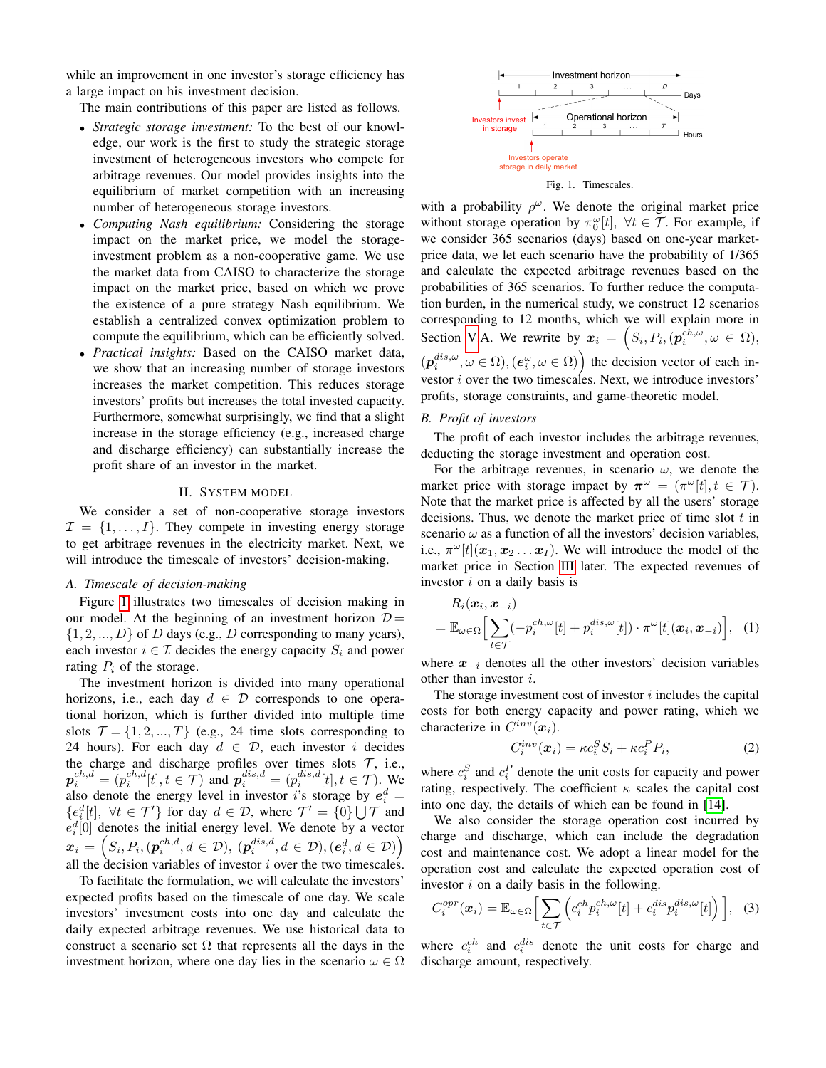while an improvement in one investor's storage efficiency has a large impact on his investment decision.

The main contributions of this paper are listed as follows.

- *Strategic storage investment:* To the best of our knowledge, our work is the first to study the strategic storage investment of heterogeneous investors who compete for arbitrage revenues. Our model provides insights into the equilibrium of market competition with an increasing number of heterogeneous storage investors.
- *Computing Nash equilibrium:* Considering the storage impact on the market price, we model the storage-investment problem as a non-cooperative game. We use the market data from CAISO to characterize the storage impact on the market price, based on which we prove the existence of a pure strategy Nash equilibrium. We establish a centralized convex optimization problem to compute the equilibrium, which can be efficiently solved.
- *Practical insights:* Based on the CAISO market data, we show that an increasing number of storage investors increases the market competition. This reduces storage investors' profits but increases the total invested capacity. Furthermore, somewhat surprisingly, we find that a slight increase in the storage efficiency (e.g., increased charge and discharge efficiency) can substantially increase the profit share of an investor in the market.

## II. System Model

We consider a set of non-cooperative storage investors $\mathcal{I} = \{1, \ldots, I\}$. They compete in investing energy storage to get arbitrage revenues in the electricity market. Next, we will introduce the timescale of investors' decision-making.

### A. Timescale of decision-making

Figure 1 illustrates two timescales of decision making in our model. At the beginning of an investment horizon $\mathcal{D} = \{1, 2, ..., D\}$ of $D$ days (e.g., $D$ corresponding to many years), each investor $i \in \mathcal{I}$ decides the energy capacity $S_i$ and power rating $P_i$ of the storage.

The investment horizon is divided into many operational horizons, i.e., each day $d \in \mathcal{D}$ corresponds to one operational horizon, which is further divided into multiple time slots $\mathcal{T} = \{1, 2, ..., T\}$ (e.g., 24 time slots corresponding to 24 hours). For each day $d \in \mathcal{D}$, each investor $i$ decides the charge and discharge profiles over times slots $\mathcal{T}$, i.e., $\boldsymbol{p}_i^{ch,d} = (p_i^{ch,d}[t], t \in \mathcal{T})$ and $\boldsymbol{p}_i^{dis,d} = (p_i^{dis,d}[t], t \in \mathcal{T})$. We also denote the energy level in investor $i$'s storage by $\boldsymbol{e}_i^d = \{e_i^d[t], \ \forall t \in \mathcal{T}'\}$ for day $d \in \mathcal{D}$, where $\mathcal{T}' = \{0\} \bigcup \mathcal{T}$ and $e_i^d[0]$ denotes the initial energy level. We denote by a vector $\boldsymbol{x}_i = \Big(S_i, P_i, (\boldsymbol{p}_i^{ch,d}, d \in \mathcal{D}), (\boldsymbol{p}_i^{dis,d}, d \in \mathcal{D}), (\boldsymbol{e}_i^d, d \in \mathcal{D})\Big)$ all the decision variables of investor $i$ over the two timescales.

To facilitate the comparison, we will calculate the investors' expected profits based on the timescale of one day. We scale investors' investment costs into one day and calculate the daily expected arbitrage revenues. We use historical data to construct a scenario set $\Omega$ that represents all the days in the investment horizon, where one day lies in the scenario $\omega \in \Omega$ with a probability $\rho^\omega$. We denote the original market price without storage operation by $\pi_0^\omega[t], \ \forall t \in \mathcal{T}$. For example, if we consider 365 scenarios (days) based on one-year market-price data, we let each scenario have the probability of 1/365 and calculate the expected arbitrage revenues based on the probabilities of 365 scenarios. To further reduce the computation burden, in the numerical study, we construct 12 scenarios corresponding to 12 months, which we will explain more in Section V-A. We rewrite by $\boldsymbol{x}_i = \Big(S_i, P_i, (\boldsymbol{p}_i^{ch,\omega}, \omega \in \Omega), (\boldsymbol{p}_i^{dis,\omega}, \omega \in \Omega), (\boldsymbol{e}_i^\omega, \omega \in \Omega)\Big)$ the decision vector of each investor $i$ over the two timescales. Next, we introduce investors' profits, storage constraints, and game-theoretic model.

Investment horizon — Days 1, 2, 3, …, D; Operational horizon — Hours 1, 2, 3, …, T; Investors invest in storage; Investors operate storage in daily market

Fig. 1. Timescales.

### B. Profit of investors

The profit of each investor includes the arbitrage revenues, deducting the storage investment and operation cost.

For the arbitrage revenues, in scenario $\omega$, we denote the market price with storage impact by $\boldsymbol{\pi}^\omega = (\pi^\omega[t], t \in \mathcal{T})$. Note that the market price is affected by all the users' storage decisions. Thus, we denote the market price of time slot $t$ in scenario $\omega$ as a function of all the investors' decision variables, i.e., $\pi^\omega[t](\boldsymbol{x}_1, \boldsymbol{x}_2 \ldots \boldsymbol{x}_I)$. We will introduce the model of the market price in Section III later. The expected revenues of investor $i$ on a daily basis is

$$
\begin{aligned}
& R_i(\boldsymbol{x}_i, \boldsymbol{x}_{-i}) \\
&= \mathbb{E}_{\omega \in \Omega} \Big[ \sum_{t \in \mathcal{T}} (-p_i^{ch,\omega}[t] + p_i^{dis,\omega}[t]) \cdot \pi^\omega[t](\boldsymbol{x}_i, \boldsymbol{x}_{-i}) \Big], \quad (1)
\end{aligned}
$$

where $\boldsymbol{x}_{-i}$ denotes all the other investors' decision variables other than investor $i$.

The storage investment cost of investor $i$ includes the capital costs for both energy capacity and power rating, which we characterize in $C^{inv}(\boldsymbol{x}_i)$.

$$
C_i^{inv}(\boldsymbol{x}_i) = \kappa c_i^S S_i + \kappa c_i^P P_i, \quad (2)
$$

where $c_i^S$ and $c_i^P$ denote the unit costs for capacity and power rating, respectively. The coefficient $\kappa$ scales the capital cost into one day, the details of which can be found in [14].

We also consider the storage operation cost incurred by charge and discharge, which can include the degradation cost and maintenance cost. We adopt a linear model for the operation cost and calculate the expected operation cost of investor $i$ on a daily basis in the following.

$$
C_i^{opr}(\boldsymbol{x}_i) = \mathbb{E}_{\omega \in \Omega} \Big[ \sum_{t \in \mathcal{T}} \Big( c_i^{ch} p_i^{ch,\omega}[t] + c_i^{dis} p_i^{dis,\omega}[t] \Big) \Big], \quad (3)
$$

where $c_i^{ch}$ and $c_i^{dis}$ denote the unit costs for charge and discharge amount, respectively.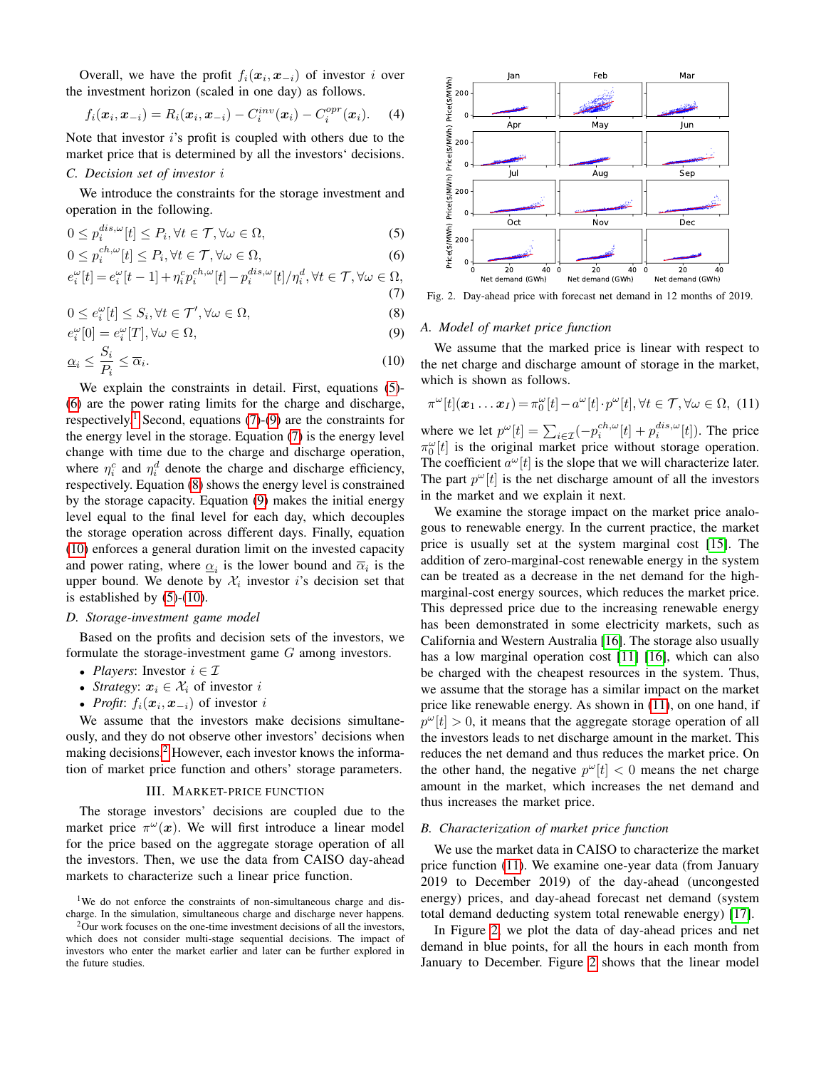Overall, we have the profit $f_i(\boldsymbol{x}_i, \boldsymbol{x}_{-i})$ of investor $i$ over the investment horizon (scaled in one day) as follows.

$$f_i(\boldsymbol{x}_i, \boldsymbol{x}_{-i}) = R_i(\boldsymbol{x}_i, \boldsymbol{x}_{-i}) - C_i^{inv}(\boldsymbol{x}_i) - C_i^{opr}(\boldsymbol{x}_i). \quad (4)$$

Note that investor $i$'s profit is coupled with others due to the market price that is determined by all the investors' decisions.

### C. Decision set of investor $i$

We introduce the constraints for the storage investment and operation in the following.

$$0 \le p_i^{dis,\omega}[t] \le P_i, \forall t \in \mathcal{T}, \forall \omega \in \Omega, \quad (5)$$

$$0 \le p_i^{ch,\omega}[t] \le P_i, \forall t \in \mathcal{T}, \forall \omega \in \Omega, \quad (6)$$

$$e_i^{\omega}[t] = e_i^{\omega}[t-1] + \eta_i^c p_i^{ch,\omega}[t] - p_i^{dis,\omega}[t]/\eta_i^d, \forall t \in \mathcal{T}, \forall \omega \in \Omega, \quad (7)$$

$$0 \le e_i^{\omega}[t] \le S_i, \forall t \in \mathcal{T}', \forall \omega \in \Omega, \quad (8)$$

$$e_i^{\omega}[0] = e_i^{\omega}[T], \forall \omega \in \Omega, \quad (9)$$

$$\underline{\alpha}_i \le \frac{S_i}{P_i} \le \overline{\alpha}_i. \quad (10)$$

We explain the constraints in detail. First, equations (5)-(6) are the power rating limits for the charge and discharge, respectively.[1] Second, equations (7)-(9) are the constraints for the energy level in the storage. Equation (7) is the energy level change with time due to the charge and discharge operation, where $\eta_i^c$ and $\eta_i^d$ denote the charge and discharge efficiency, respectively. Equation (8) shows the energy level is constrained by the storage capacity. Equation (9) makes the initial energy level equal to the final level for each day, which decouples the storage operation across different days. Finally, equation (10) enforces a general duration limit on the invested capacity and power rating, where $\underline{\alpha}_i$ is the lower bound and $\overline{\alpha}_i$ is the upper bound. We denote by $\mathcal{X}_i$ investor $i$'s decision set that is established by (5)-(10).

### D. Storage-investment game model

Based on the profits and decision sets of the investors, we formulate the storage-investment game $G$ among investors.

- *Players*: Investor $i \in \mathcal{I}$
- *Strategy*: $\boldsymbol{x}_i \in \mathcal{X}_i$ of investor $i$
- *Profit*: $f_i(\boldsymbol{x}_i, \boldsymbol{x}_{-i})$ of investor $i$

We assume that the investors make decisions simultaneously, and they do not observe other investors' decisions when making decisions.[2] However, each investor knows the information of market price function and others' storage parameters.

## III. Market-Price Function

The storage investors' decisions are coupled due to the market price $\pi^{\omega}(\boldsymbol{x})$. We will first introduce a linear model for the price based on the aggregate storage operation of all the investors. Then, we use the data from CAISO day-ahead markets to characterize such a linear price function.

[1] We do not enforce the constraints of non-simultaneous charge and discharge. In the simulation, simultaneous charge and discharge never happens.

[2] Our work focuses on the one-time investment decisions of all the investors, which does not consider multi-stage sequential decisions. The impact of investors who enter the market earlier and later can be further explored in the future studies.

Fig. 2. Day-ahead price with forecast net demand in 12 months of 2019.

### A. Model of market price function

We assume that the marked price is linear with respect to the net charge and discharge amount of storage in the market, which is shown as follows.

$$\pi^{\omega}[t](\boldsymbol{x}_1 \dots \boldsymbol{x}_I) = \pi_0^{\omega}[t] - a^{\omega}[t] \cdot p^{\omega}[t], \forall t \in \mathcal{T}, \forall \omega \in \Omega, \quad (11)$$

where we let $p^{\omega}[t] = \sum_{i \in \mathcal{I}} (-p_i^{ch,\omega}[t] + p_i^{dis,\omega}[t])$. The price $\pi_0^{\omega}[t]$ is the original market price without storage operation. The coefficient $a^{\omega}[t]$ is the slope that we will characterize later. The part $p^{\omega}[t]$ is the net discharge amount of all the investors in the market and we explain it next.

We examine the storage impact on the market price analogous to renewable energy. In the current practice, the market price is usually set at the system marginal cost [15]. The addition of zero-marginal-cost renewable energy in the system can be treated as a decrease in the net demand for the high-marginal-cost energy sources, which reduces the market price. This depressed price due to the increasing renewable energy has been demonstrated in some electricity markets, such as California and Western Australia [16]. The storage also usually has a low marginal operation cost [11] [16], which can also be charged with the cheapest resources in the system. Thus, we assume that the storage has a similar impact on the market price like renewable energy. As shown in (11), on one hand, if $p^{\omega}[t] > 0$, it means that the aggregate storage operation of all the investors leads to net discharge amount in the market. This reduces the net demand and thus reduces the market price. On the other hand, the negative $p^{\omega}[t] < 0$ means the net charge amount in the market, which increases the net demand and thus increases the market price.

### B. Characterization of market price function

We use the market data in CAISO to characterize the market price function (11). We examine one-year data (from January 2019 to December 2019) of the day-ahead (uncongested energy) prices, and day-ahead forecast net demand (system total demand deducting system total renewable energy) [17].

In Figure 2, we plot the data of day-ahead prices and net demand in blue points, for all the hours in each month from January to December. Figure 2 shows that the linear model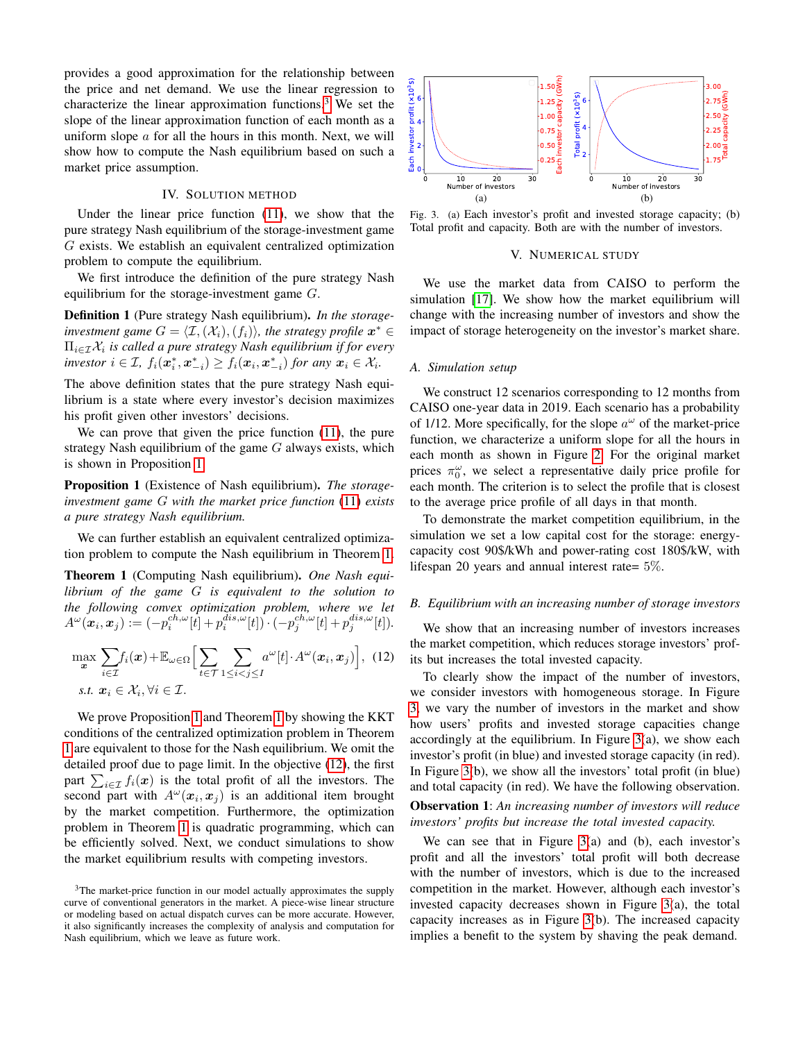provides a good approximation for the relationship between the price and net demand. We use the linear regression to characterize the linear approximation functions.[3] We set the slope of the linear approximation function of each month as a uniform slope $a$ for all the hours in this month. Next, we will show how to compute the Nash equilibrium based on such a market price assumption.

## IV. Solution Method

Under the linear price function (11), we show that the pure strategy Nash equilibrium of the storage-investment game $G$ exists. We establish an equivalent centralized optimization problem to compute the equilibrium.

We first introduce the definition of the pure strategy Nash equilibrium for the storage-investment game $G$.

**Definition 1** (Pure strategy Nash equilibrium). *In the storage-investment game $G = \langle \mathcal{I}, (\mathcal{X}_i), (f_i) \rangle$, the strategy profile $\boldsymbol{x}^* \in \Pi_{i\in\mathcal{I}}\mathcal{X}_i$ is called a pure strategy Nash equilibrium if for every investor $i \in \mathcal{I}$, $f_i(\boldsymbol{x}_i^*, \boldsymbol{x}_{-i}^*) \geq f_i(\boldsymbol{x}_i, \boldsymbol{x}_{-i}^*)$ for any $\boldsymbol{x}_i \in \mathcal{X}_i$.*

The above definition states that the pure strategy Nash equilibrium is a state where every investor's decision maximizes his profit given other investors' decisions.

We can prove that given the price function (11), the pure strategy Nash equilibrium of the game $G$ always exists, which is shown in Proposition 1.

**Proposition 1** (Existence of Nash equilibrium). *The storage-investment game $G$ with the market price function (11) exists a pure strategy Nash equilibrium.*

We can further establish an equivalent centralized optimization problem to compute the Nash equilibrium in Theorem 1.

**Theorem 1** (Computing Nash equilibrium). *One Nash equilibrium of the game $G$ is equivalent to the solution to the following convex optimization problem, where we let $A^\omega(\boldsymbol{x}_i, \boldsymbol{x}_j) := (-p_i^{ch,\omega}[t] + p_i^{dis,\omega}[t]) \cdot (-p_j^{ch,\omega}[t] + p_j^{dis,\omega}[t])$.*

$$\max_{\boldsymbol{x}} \sum_{i\in\mathcal{I}} f_i(\boldsymbol{x}) + \mathbb{E}_{\omega\in\Omega}\Big[\sum_{t\in\mathcal{T}} \sum_{1\leq i<j\leq I} a^\omega[t] \cdot A^\omega(\boldsymbol{x}_i, \boldsymbol{x}_j)\Big], \quad (12)$$
$$\text{s.t. } \boldsymbol{x}_i \in \mathcal{X}_i, \forall i \in \mathcal{I}.$$

We prove Proposition 1 and Theorem 1 by showing the KKT conditions of the centralized optimization problem in Theorem 1 are equivalent to those for the Nash equilibrium. We omit the detailed proof due to page limit. In the objective (12), the first part $\sum_{i\in\mathcal{I}} f_i(\boldsymbol{x})$ is the total profit of all the investors. The second part with $A^\omega(\boldsymbol{x}_i, \boldsymbol{x}_j)$ is an additional item brought by the market competition. Furthermore, the optimization problem in Theorem 1 is quadratic programming, which can be efficiently solved. Next, we conduct simulations to show the market equilibrium results with competing investors.

[3] The market-price function in our model actually approximates the supply curve of conventional generators in the market. A piece-wise linear structure or modeling based on actual dispatch curves can be more accurate. However, it also significantly increases the complexity of analysis and computation for Nash equilibrium, which we leave as future work.

Fig. 3. (a) Each investor's profit and invested storage capacity; (b) Total profit and capacity. Both are with the number of investors.

## V. Numerical Study

We use the market data from CAISO to perform the simulation [17]. We show how the market equilibrium will change with the increasing number of investors and show the impact of storage heterogeneity on the investor's market share.

### A. Simulation setup

We construct 12 scenarios corresponding to 12 months from CAISO one-year data in 2019. Each scenario has a probability of 1/12. More specifically, for the slope $a^\omega$ of the market-price function, we characterize a uniform slope for all the hours in each month as shown in Figure 2. For the original market prices $\pi_0^\omega$, we select a representative daily price profile for each month. The criterion is to select the profile that is closest to the average price profile of all days in that month.

To demonstrate the market competition equilibrium, in the simulation we set a low capital cost for the storage: energy-capacity cost 90\$/kWh and power-rating cost 180\$/kW, with lifespan 20 years and annual interest rate= 5%.

### B. Equilibrium with an increasing number of storage investors

We show that an increasing number of investors increases the market competition, which reduces storage investors' profits but increases the total invested capacity.

To clearly show the impact of the number of investors, we consider investors with homogeneous storage. In Figure 3, we vary the number of investors in the market and show how users' profits and invested storage capacities change accordingly at the equilibrium. In Figure 3(a), we show each investor's profit (in blue) and invested storage capacity (in red). In Figure 3(b), we show all the investors' total profit (in blue) and total capacity (in red). We have the following observation.

**Observation 1**: *An increasing number of investors will reduce investors' profits but increase the total invested capacity.*

We can see that in Figure 3(a) and (b), each investor's profit and all the investors' total profit will both decrease with the number of investors, which is due to the increased competition in the market. However, although each investor's invested capacity decreases shown in Figure 3(a), the total capacity increases as in Figure 3(b). The increased capacity implies a benefit to the system by shaving the peak demand.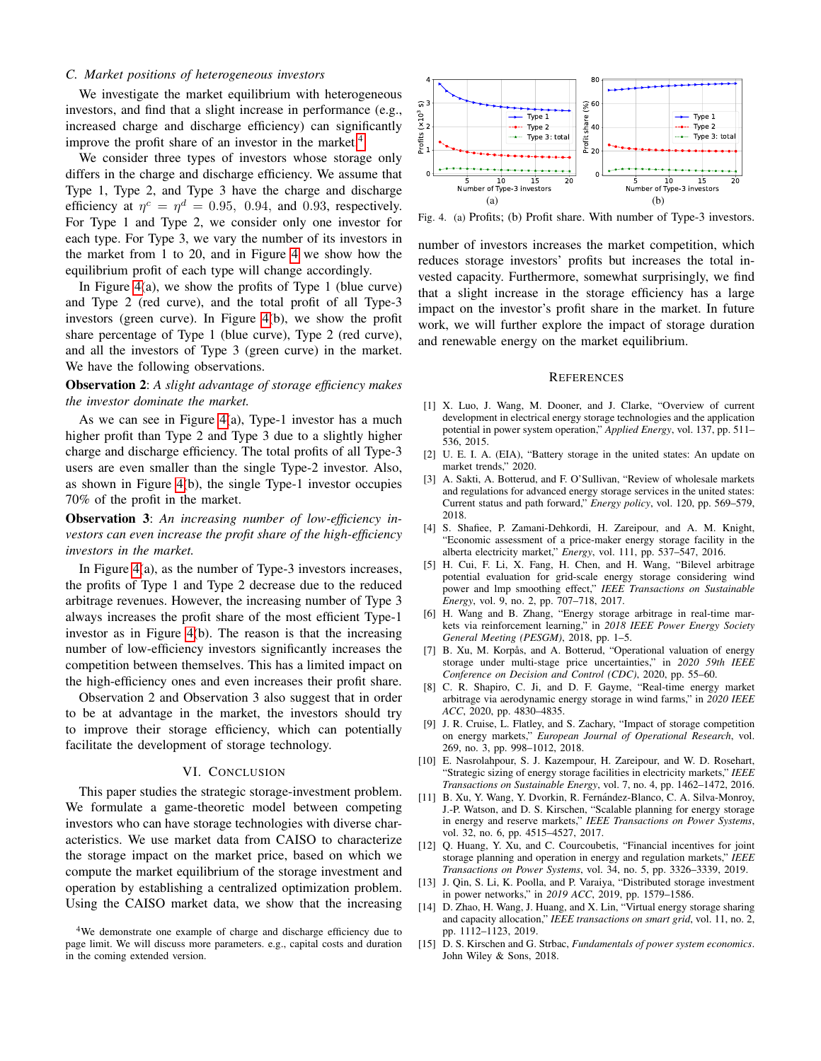### C. Market positions of heterogeneous investors

We investigate the market equilibrium with heterogeneous investors, and find that a slight increase in performance (e.g., increased charge and discharge efficiency) can significantly improve the profit share of an investor in the market.[4]

We consider three types of investors whose storage only differs in the charge and discharge efficiency. We assume that Type 1, Type 2, and Type 3 have the charge and discharge efficiency at $\eta^c = \eta^d = 0.95,\ 0.94,$ and $0.93$, respectively. For Type 1 and Type 2, we consider only one investor for each type. For Type 3, we vary the number of its investors in the market from 1 to 20, and in Figure 4 we show how the equilibrium profit of each type will change accordingly.

In Figure 4(a), we show the profits of Type 1 (blue curve) and Type 2 (red curve), and the total profit of all Type-3 investors (green curve). In Figure 4(b), we show the profit share percentage of Type 1 (blue curve), Type 2 (red curve), and all the investors of Type 3 (green curve) in the market. We have the following observations.

**Observation 2**: *A slight advantage of storage efficiency makes the investor dominate the market.*

As we can see in Figure 4(a), Type-1 investor has a much higher profit than Type 2 and Type 3 due to a slightly higher charge and discharge efficiency. The total profits of all Type-3 users are even smaller than the single Type-2 investor. Also, as shown in Figure 4(b), the single Type-1 investor occupies 70% of the profit in the market.

**Observation 3**: *An increasing number of low-efficiency investors can even increase the profit share of the high-efficiency investors in the market.*

In Figure 4(a), as the number of Type-3 investors increases, the profits of Type 1 and Type 2 decrease due to the reduced arbitrage revenues. However, the increasing number of Type 3 always increases the profit share of the most efficient Type-1 investor as in Figure 4(b). The reason is that the increasing number of low-efficiency investors significantly increases the competition between themselves. This has a limited impact on the high-efficiency ones and even increases their profit share.

Observation 2 and Observation 3 also suggest that in order to be at advantage in the market, the investors should try to improve their storage efficiency, which can potentially facilitate the development of storage technology.

## VI. Conclusion

This paper studies the strategic storage-investment problem. We formulate a game-theoretic model between competing investors who can have storage technologies with diverse characteristics. We use market data from CAISO to characterize the storage impact on the market price, based on which we compute the market equilibrium of the storage investment and operation by establishing a centralized optimization problem. Using the CAISO market data, we show that the increasing number of investors increases the market competition, which reduces storage investors' profits but increases the total invested capacity. Furthermore, somewhat surprisingly, we find that a slight increase in the storage efficiency has a large impact on the investor's profit share in the market. In future work, we will further explore the impact of storage duration and renewable energy on the market equilibrium.

[4]We demonstrate one example of charge and discharge efficiency due to page limit. We will discuss more parameters. e.g., capital costs and duration in the coming extended version.

Fig. 4. (a) Profits; (b) Profit share. With number of Type-3 investors.

## References

[1] X. Luo, J. Wang, M. Dooner, and J. Clarke, "Overview of current development in electrical energy storage technologies and the application potential in power system operation," *Applied Energy*, vol. 137, pp. 511–536, 2015.

[2] U. E. I. A. (EIA), "Battery storage in the united states: An update on market trends," 2020.

[3] A. Sakti, A. Botterud, and F. O'Sullivan, "Review of wholesale markets and regulations for advanced energy storage services in the united states: Current status and path forward," *Energy policy*, vol. 120, pp. 569–579, 2018.

[4] S. Shafiee, P. Zamani-Dehkordi, H. Zareipour, and A. M. Knight, "Economic assessment of a price-maker energy storage facility in the alberta electricity market," *Energy*, vol. 111, pp. 537–547, 2016.

[5] H. Cui, F. Li, X. Fang, H. Chen, and H. Wang, "Bilevel arbitrage potential evaluation for grid-scale energy storage considering wind power and lmp smoothing effect," *IEEE Transactions on Sustainable Energy*, vol. 9, no. 2, pp. 707–718, 2017.

[6] H. Wang and B. Zhang, "Energy storage arbitrage in real-time markets via reinforcement learning," in *2018 IEEE Power Energy Society General Meeting (PESGM)*, 2018, pp. 1–5.

[7] B. Xu, M. Korpås, and A. Botterud, "Operational valuation of energy storage under multi-stage price uncertainties," in *2020 59th IEEE Conference on Decision and Control (CDC)*, 2020, pp. 55–60.

[8] C. R. Shapiro, C. Ji, and D. F. Gayme, "Real-time energy market arbitrage via aerodynamic energy storage in wind farms," in *2020 IEEE ACC*, 2020, pp. 4830–4835.

[9] J. R. Cruise, L. Flatley, and S. Zachary, "Impact of storage competition on energy markets," *European Journal of Operational Research*, vol. 269, no. 3, pp. 998–1012, 2018.

[10] E. Nasrolahpour, S. J. Kazempour, H. Zareipour, and W. D. Rosehart, "Strategic sizing of energy storage facilities in electricity markets," *IEEE Transactions on Sustainable Energy*, vol. 7, no. 4, pp. 1462–1472, 2016.

[11] B. Xu, Y. Wang, Y. Dvorkin, R. Fernández-Blanco, C. A. Silva-Monroy, J.-P. Watson, and D. S. Kirschen, "Scalable planning for energy storage in energy and reserve markets," *IEEE Transactions on Power Systems*, vol. 32, no. 6, pp. 4515–4527, 2017.

[12] Q. Huang, Y. Xu, and C. Courcoubetis, "Financial incentives for joint storage planning and operation in energy and regulation markets," *IEEE Transactions on Power Systems*, vol. 34, no. 5, pp. 3326–3339, 2019.

[13] J. Qin, S. Li, K. Poolla, and P. Varaiya, "Distributed storage investment in power networks," in *2019 ACC*, 2019, pp. 1579–1586.

[14] D. Zhao, H. Wang, J. Huang, and X. Lin, "Virtual energy storage sharing and capacity allocation," *IEEE transactions on smart grid*, vol. 11, no. 2, pp. 1112–1123, 2019.

[15] D. S. Kirschen and G. Strbac, *Fundamentals of power system economics*. John Wiley & Sons, 2018.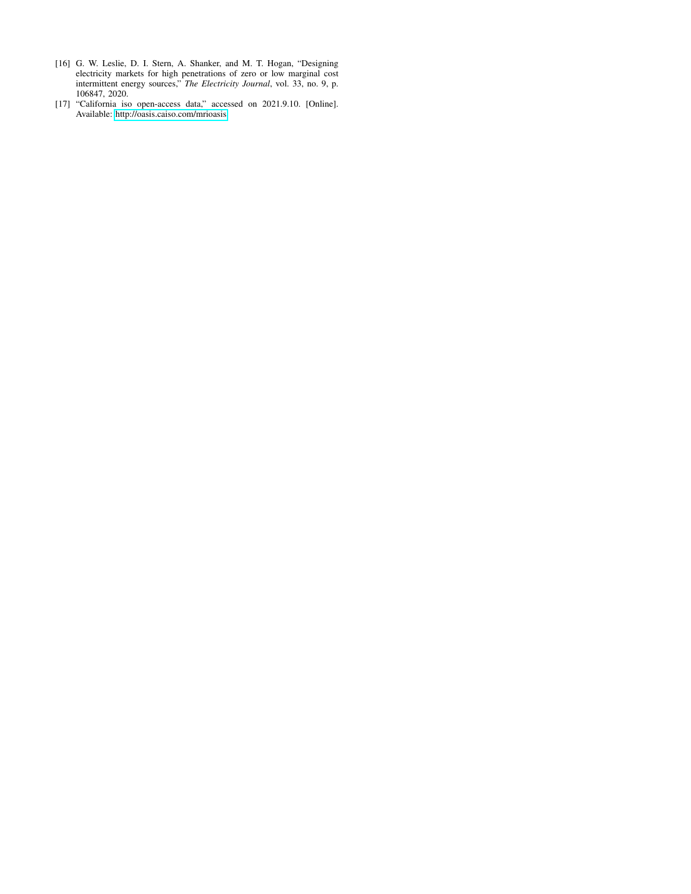[16] G. W. Leslie, D. I. Stern, A. Shanker, and M. T. Hogan, "Designing electricity markets for high penetrations of zero or low marginal cost intermittent energy sources," *The Electricity Journal*, vol. 33, no. 9, p. 106847, 2020.

[17] "California iso open-access data," accessed on 2021.9.10. [Online]. Available: http://oasis.caiso.com/mrioasis